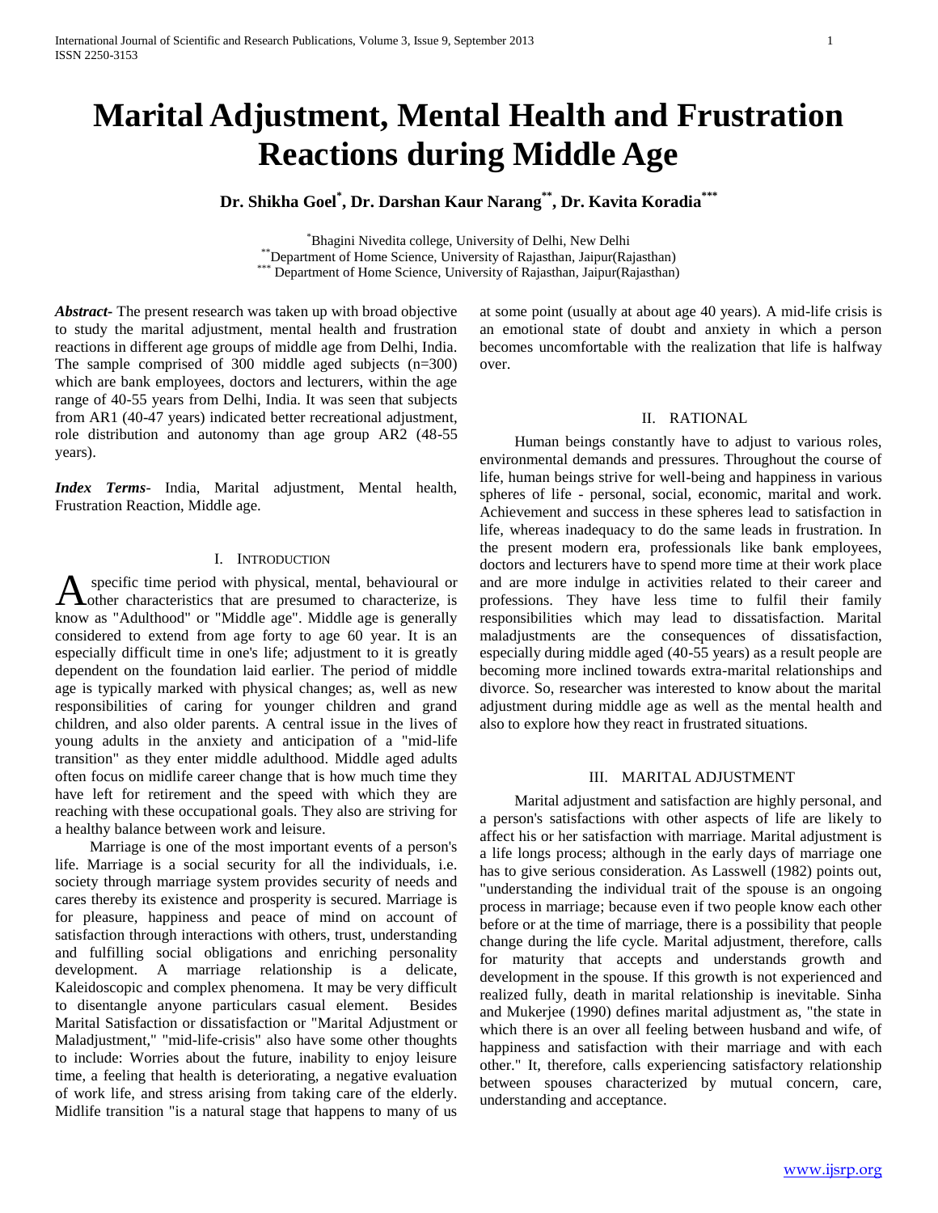# Marital Adjustment, Mental Health and Frustration Reactions during Middle Age

**Dr. Shikha Goel[*], Dr. Darshan Kaur Narang[**], Dr. Kavita Koradia[***]**

[*]Bhagini Nivedita college, University of Delhi, New Delhi
[**]Department of Home Science, University of Rajasthan, Jaipur(Rajasthan)
[***] Department of Home Science, University of Rajasthan, Jaipur(Rajasthan)

***Abstract*-** The present research was taken up with broad objective to study the marital adjustment, mental health and frustration reactions in different age groups of middle age from Delhi, India. The sample comprised of 300 middle aged subjects (n=300) which are bank employees, doctors and lecturers, within the age range of 40-55 years from Delhi, India. It was seen that subjects from AR1 (40-47 years) indicated better recreational adjustment, role distribution and autonomy than age group AR2 (48-55 years).

***Index Terms*-** India, Marital adjustment, Mental health, Frustration Reaction, Middle age.

## I. Introduction

A specific time period with physical, mental, behavioural or other characteristics that are presumed to characterize, is know as "Adulthood" or "Middle age". Middle age is generally considered to extend from age forty to age 60 year. It is an especially difficult time in one's life; adjustment to it is greatly dependent on the foundation laid earlier. The period of middle age is typically marked with physical changes; as, well as new responsibilities of caring for younger children and grand children, and also older parents. A central issue in the lives of young adults in the anxiety and anticipation of a "mid-life transition" as they enter middle adulthood. Middle aged adults often focus on midlife career change that is how much time they have left for retirement and the speed with which they are reaching with these occupational goals. They also are striving for a healthy balance between work and leisure.

Marriage is one of the most important events of a person's life. Marriage is a social security for all the individuals, i.e. society through marriage system provides security of needs and cares thereby its existence and prosperity is secured. Marriage is for pleasure, happiness and peace of mind on account of satisfaction through interactions with others, trust, understanding and fulfilling social obligations and enriching personality development. A marriage relationship is a delicate, Kaleidoscopic and complex phenomena. It may be very difficult to disentangle anyone particulars casual element. Besides Marital Satisfaction or dissatisfaction or "Marital Adjustment or Maladjustment," "mid-life-crisis" also have some other thoughts to include: Worries about the future, inability to enjoy leisure time, a feeling that health is deteriorating, a negative evaluation of work life, and stress arising from taking care of the elderly. Midlife transition "is a natural stage that happens to many of us at some point (usually at about age 40 years). A mid-life crisis is an emotional state of doubt and anxiety in which a person becomes uncomfortable with the realization that life is halfway over.

## II. Rational

Human beings constantly have to adjust to various roles, environmental demands and pressures. Throughout the course of life, human beings strive for well-being and happiness in various spheres of life - personal, social, economic, marital and work. Achievement and success in these spheres lead to satisfaction in life, whereas inadequacy to do the same leads in frustration. In the present modern era, professionals like bank employees, doctors and lecturers have to spend more time at their work place and are more indulge in activities related to their career and professions. They have less time to fulfil their family responsibilities which may lead to dissatisfaction. Marital maladjustments are the consequences of dissatisfaction, especially during middle aged (40-55 years) as a result people are becoming more inclined towards extra-marital relationships and divorce. So, researcher was interested to know about the marital adjustment during middle age as well as the mental health and also to explore how they react in frustrated situations.

## III. Marital Adjustment

Marital adjustment and satisfaction are highly personal, and a person's satisfactions with other aspects of life are likely to affect his or her satisfaction with marriage. Marital adjustment is a life longs process; although in the early days of marriage one has to give serious consideration. As Lasswell (1982) points out, "understanding the individual trait of the spouse is an ongoing process in marriage; because even if two people know each other before or at the time of marriage, there is a possibility that people change during the life cycle. Marital adjustment, therefore, calls for maturity that accepts and understands growth and development in the spouse. If this growth is not experienced and realized fully, death in marital relationship is inevitable. Sinha and Mukerjee (1990) defines marital adjustment as, "the state in which there is an over all feeling between husband and wife, of happiness and satisfaction with their marriage and with each other." It, therefore, calls experiencing satisfactory relationship between spouses characterized by mutual concern, care, understanding and acceptance.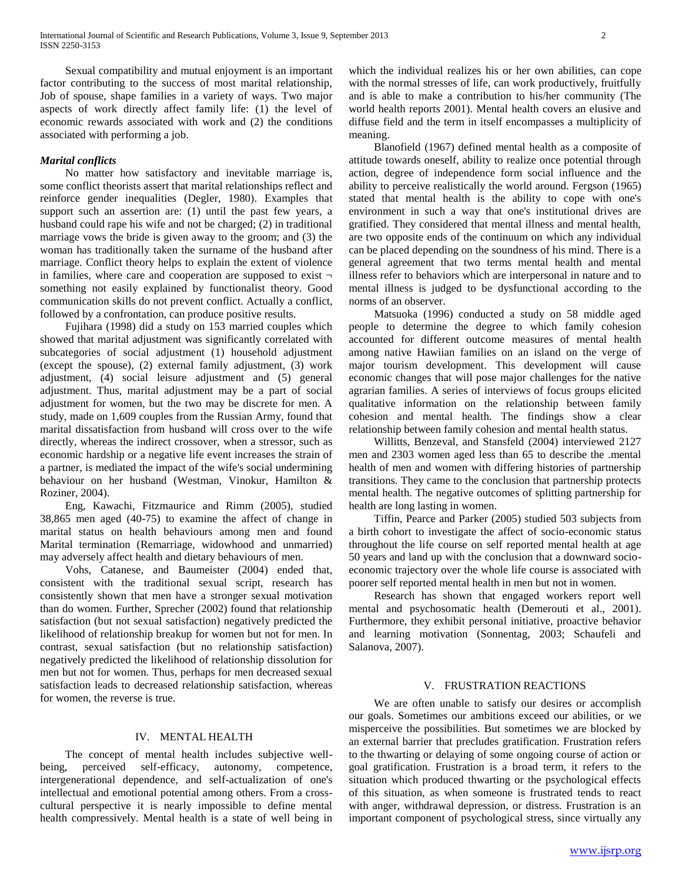Sexual compatibility and mutual enjoyment is an important factor contributing to the success of most marital relationship, Job of spouse, shape families in a variety of ways. Two major aspects of work directly affect family life: (1) the level of economic rewards associated with work and (2) the conditions associated with performing a job.

### *Marital conflicts*

No matter how satisfactory and inevitable marriage is, some conflict theorists assert that marital relationships reflect and reinforce gender inequalities (Degler, 1980). Examples that support such an assertion are: (1) until the past few years, a husband could rape his wife and not be charged; (2) in traditional marriage vows the bride is given away to the groom; and (3) the woman has traditionally taken the surname of the husband after marriage. Conflict theory helps to explain the extent of violence in families, where care and cooperation are supposed to exist ¬ something not easily explained by functionalist theory. Good communication skills do not prevent conflict. Actually a conflict, followed by a confrontation, can produce positive results.

Fujihara (1998) did a study on 153 married couples which showed that marital adjustment was significantly correlated with subcategories of social adjustment (1) household adjustment (except the spouse), (2) external family adjustment, (3) work adjustment, (4) social leisure adjustment and (5) general adjustment. Thus, marital adjustment may be a part of social adjustment for women, but the two may be discrete for men. A study, made on 1,609 couples from the Russian Army, found that marital dissatisfaction from husband will cross over to the wife directly, whereas the indirect crossover, when a stressor, such as economic hardship or a negative life event increases the strain of a partner, is mediated the impact of the wife's social undermining behaviour on her husband (Westman, Vinokur, Hamilton & Roziner, 2004).

Eng, Kawachi, Fitzmaurice and Rimm (2005), studied 38,865 men aged (40-75) to examine the affect of change in marital status on health behaviours among men and found Marital termination (Remarriage, widowhood and unmarried) may adversely affect health and dietary behaviours of men.

Vohs, Catanese, and Baumeister (2004) ended that, consistent with the traditional sexual script, research has consistently shown that men have a stronger sexual motivation than do women. Further, Sprecher (2002) found that relationship satisfaction (but not sexual satisfaction) negatively predicted the likelihood of relationship breakup for women but not for men. In contrast, sexual satisfaction (but no relationship satisfaction) negatively predicted the likelihood of relationship dissolution for men but not for women. Thus, perhaps for men decreased sexual satisfaction leads to decreased relationship satisfaction, whereas for women, the reverse is true.

## IV. MENTAL HEALTH

The concept of mental health includes subjective well-being, perceived self-efficacy, autonomy, competence, intergenerational dependence, and self-actualization of one's intellectual and emotional potential among others. From a cross-cultural perspective it is nearly impossible to define mental health compressively. Mental health is a state of well being in which the individual realizes his or her own abilities, can cope with the normal stresses of life, can work productively, fruitfully and is able to make a contribution to his/her community (The world health reports 2001). Mental health covers an elusive and diffuse field and the term in itself encompasses a multiplicity of meaning.

Blanofield (1967) defined mental health as a composite of attitude towards oneself, ability to realize once potential through action, degree of independence form social influence and the ability to perceive realistically the world around. Fergson (1965) stated that mental health is the ability to cope with one's environment in such a way that one's institutional drives are gratified. They considered that mental illness and mental health, are two opposite ends of the continuum on which any individual can be placed depending on the soundness of his mind. There is a general agreement that two terms mental health and mental illness refer to behaviors which are interpersonal in nature and to mental illness is judged to be dysfunctional according to the norms of an observer.

Matsuoka (1996) conducted a study on 58 middle aged people to determine the degree to which family cohesion accounted for different outcome measures of mental health among native Hawiian families on an island on the verge of major tourism development. This development will cause economic changes that will pose major challenges for the native agrarian families. A series of interviews of focus groups elicited qualitative information on the relationship between family cohesion and mental health. The findings show a clear relationship between family cohesion and mental health status.

Willitts, Benzeval, and Stansfeld (2004) interviewed 2127 men and 2303 women aged less than 65 to describe the .mental health of men and women with differing histories of partnership transitions. They came to the conclusion that partnership protects mental health. The negative outcomes of splitting partnership for health are long lasting in women.

Tiffin, Pearce and Parker (2005) studied 503 subjects from a birth cohort to investigate the affect of socio-economic status throughout the life course on self reported mental health at age 50 years and land up with the conclusion that a downward socio-economic trajectory over the whole life course is associated with poorer self reported mental health in men but not in women.

Research has shown that engaged workers report well mental and psychosomatic health (Demerouti et al., 2001). Furthermore, they exhibit personal initiative, proactive behavior and learning motivation (Sonnentag, 2003; Schaufeli and Salanova, 2007).

## V. FRUSTRATION REACTIONS

We are often unable to satisfy our desires or accomplish our goals. Sometimes our ambitions exceed our abilities, or we misperceive the possibilities. But sometimes we are blocked by an external barrier that precludes gratification. Frustration refers to the thwarting or delaying of some ongoing course of action or goal gratification. Frustration is a broad term, it refers to the situation which produced thwarting or the psychological effects of this situation, as when someone is frustrated tends to react with anger, withdrawal depression, or distress. Frustration is an important component of psychological stress, since virtually any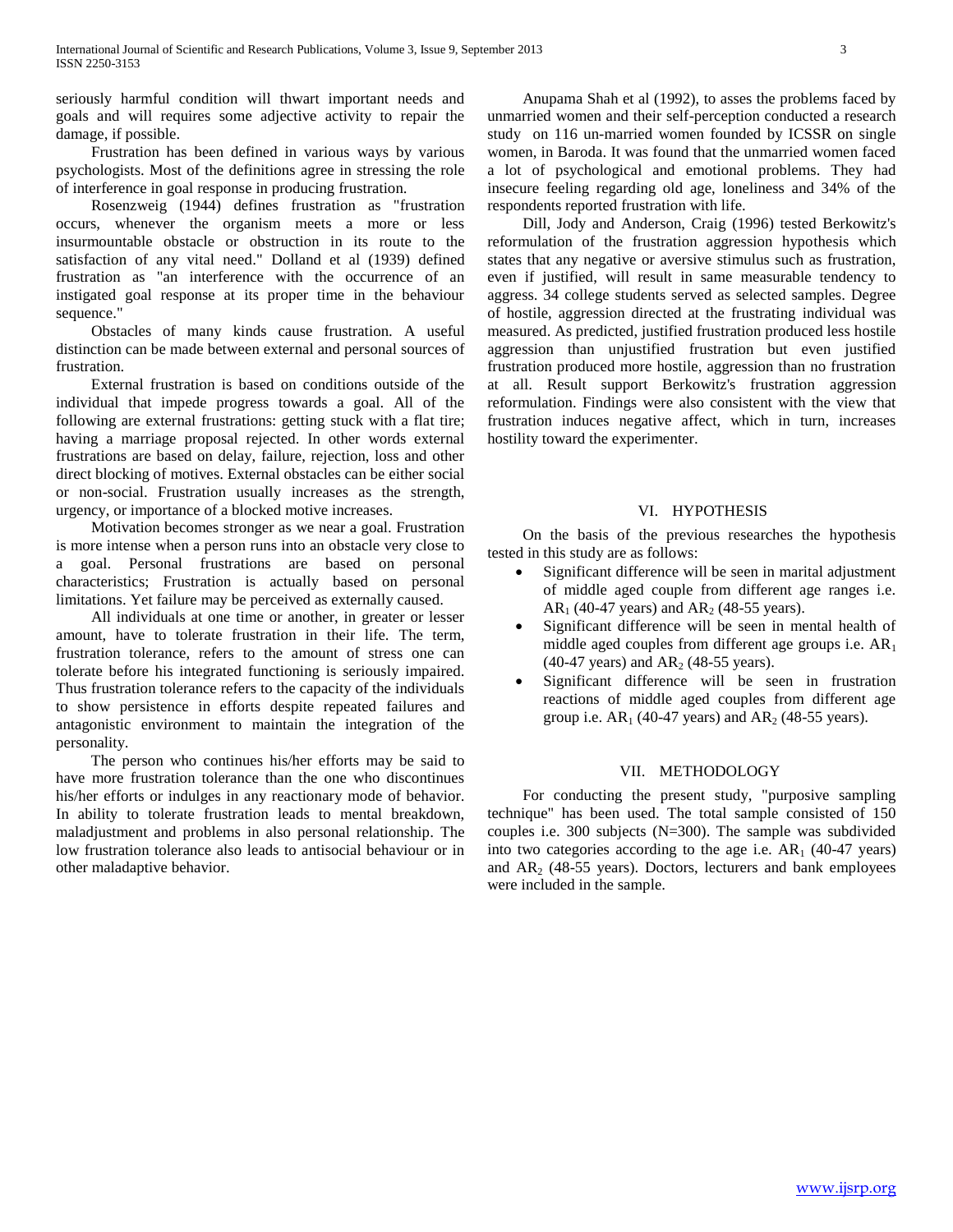seriously harmful condition will thwart important needs and goals and will requires some adjective activity to repair the damage, if possible.

Frustration has been defined in various ways by various psychologists. Most of the definitions agree in stressing the role of interference in goal response in producing frustration.

Rosenzweig (1944) defines frustration as "frustration occurs, whenever the organism meets a more or less insurmountable obstacle or obstruction in its route to the satisfaction of any vital need." Dolland et al (1939) defined frustration as "an interference with the occurrence of an instigated goal response at its proper time in the behaviour sequence."

Obstacles of many kinds cause frustration. A useful distinction can be made between external and personal sources of frustration.

External frustration is based on conditions outside of the individual that impede progress towards a goal. All of the following are external frustrations: getting stuck with a flat tire; having a marriage proposal rejected. In other words external frustrations are based on delay, failure, rejection, loss and other direct blocking of motives. External obstacles can be either social or non-social. Frustration usually increases as the strength, urgency, or importance of a blocked motive increases.

Motivation becomes stronger as we near a goal. Frustration is more intense when a person runs into an obstacle very close to a goal. Personal frustrations are based on personal characteristics; Frustration is actually based on personal limitations. Yet failure may be perceived as externally caused.

All individuals at one time or another, in greater or lesser amount, have to tolerate frustration in their life. The term, frustration tolerance, refers to the amount of stress one can tolerate before his integrated functioning is seriously impaired. Thus frustration tolerance refers to the capacity of the individuals to show persistence in efforts despite repeated failures and antagonistic environment to maintain the integration of the personality.

The person who continues his/her efforts may be said to have more frustration tolerance than the one who discontinues his/her efforts or indulges in any reactionary mode of behavior. In ability to tolerate frustration leads to mental breakdown, maladjustment and problems in also personal relationship. The low frustration tolerance also leads to antisocial behaviour or in other maladaptive behavior.

Anupama Shah et al (1992), to asses the problems faced by unmarried women and their self-perception conducted a research study on 116 un-married women founded by ICSSR on single women, in Baroda. It was found that the unmarried women faced a lot of psychological and emotional problems. They had insecure feeling regarding old age, loneliness and 34% of the respondents reported frustration with life.

Dill, Jody and Anderson, Craig (1996) tested Berkowitz's reformulation of the frustration aggression hypothesis which states that any negative or aversive stimulus such as frustration, even if justified, will result in same measurable tendency to aggress. 34 college students served as selected samples. Degree of hostile, aggression directed at the frustrating individual was measured. As predicted, justified frustration produced less hostile aggression than unjustified frustration but even justified frustration produced more hostile, aggression than no frustration at all. Result support Berkowitz's frustration aggression reformulation. Findings were also consistent with the view that frustration induces negative affect, which in turn, increases hostility toward the experimenter.

## VI. HYPOTHESIS

On the basis of the previous researches the hypothesis tested in this study are as follows:

- Significant difference will be seen in marital adjustment of middle aged couple from different age ranges i.e. $AR_1$ (40-47 years) and $AR_2$ (48-55 years).
- Significant difference will be seen in mental health of middle aged couples from different age groups i.e. $AR_1$ (40-47 years) and $AR_2$ (48-55 years).
- Significant difference will be seen in frustration reactions of middle aged couples from different age group i.e. $AR_1$ (40-47 years) and $AR_2$ (48-55 years).

## VII. METHODOLOGY

For conducting the present study, "purposive sampling technique" has been used. The total sample consisted of 150 couples i.e. 300 subjects (N=300). The sample was subdivided into two categories according to the age i.e. $AR_1$ (40-47 years) and $AR_2$ (48-55 years). Doctors, lecturers and bank employees were included in the sample.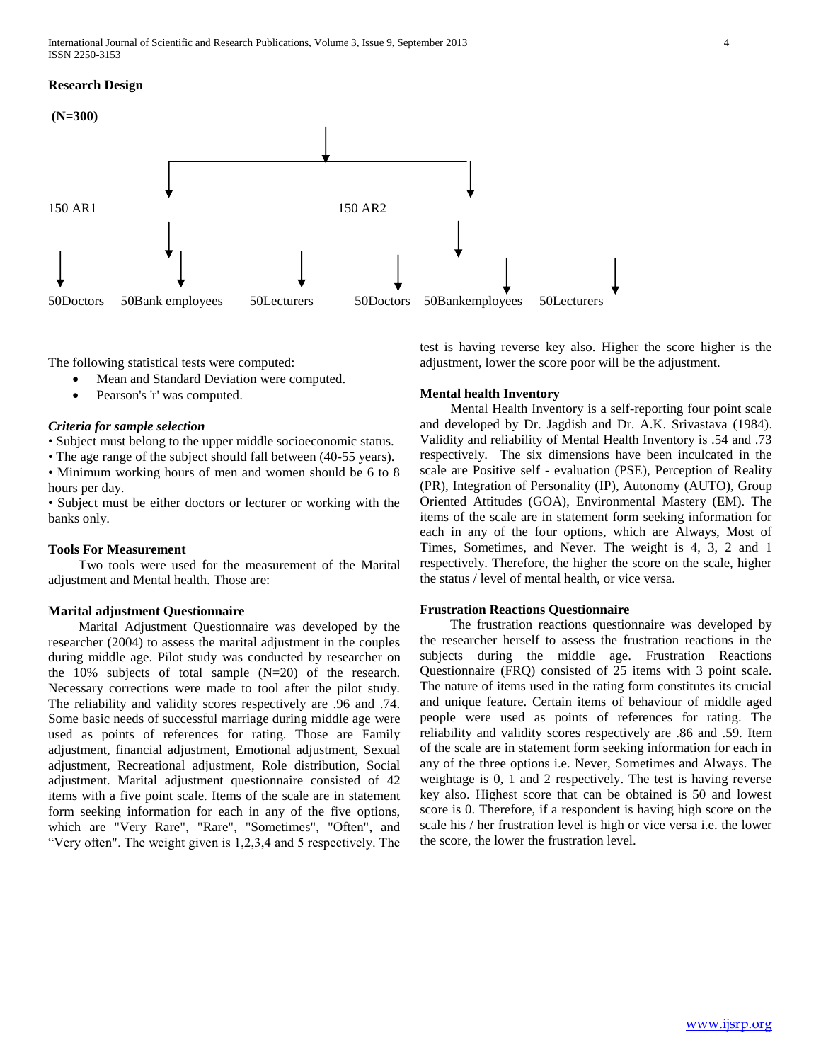**Research Design**

**(N=300)**

150 AR1 | 150 AR2

50Doctors 50Bank employees 50Lecturers | 50Doctors 50Bankemployees 50Lecturers

The following statistical tests were computed:

- Mean and Standard Deviation were computed.
- Pearson's 'r' was computed.

***Criteria for sample selection***

- Subject must belong to the upper middle socioeconomic status.
- The age range of the subject should fall between (40-55 years).
- Minimum working hours of men and women should be 6 to 8 hours per day.
- Subject must be either doctors or lecturer or working with the banks only.

**Tools For Measurement**

Two tools were used for the measurement of the Marital adjustment and Mental health. Those are:

**Marital adjustment Questionnaire**

Marital Adjustment Questionnaire was developed by the researcher (2004) to assess the marital adjustment in the couples during middle age. Pilot study was conducted by researcher on the 10% subjects of total sample (N=20) of the research. Necessary corrections were made to tool after the pilot study. The reliability and validity scores respectively are .96 and .74. Some basic needs of successful marriage during middle age were used as points of references for rating. Those are Family adjustment, financial adjustment, Emotional adjustment, Sexual adjustment, Recreational adjustment, Role distribution, Social adjustment. Marital adjustment questionnaire consisted of 42 items with a five point scale. Items of the scale are in statement form seeking information for each in any of the five options, which are "Very Rare", "Rare", "Sometimes", "Often", and "Very often". The weight given is 1,2,3,4 and 5 respectively. The test is having reverse key also. Higher the score higher is the adjustment, lower the score poor will be the adjustment.

**Mental health Inventory**

Mental Health Inventory is a self-reporting four point scale and developed by Dr. Jagdish and Dr. A.K. Srivastava (1984). Validity and reliability of Mental Health Inventory is .54 and .73 respectively. The six dimensions have been inculcated in the scale are Positive self - evaluation (PSE), Perception of Reality (PR), Integration of Personality (IP), Autonomy (AUTO), Group Oriented Attitudes (GOA), Environmental Mastery (EM). The items of the scale are in statement form seeking information for each in any of the four options, which are Always, Most of Times, Sometimes, and Never. The weight is 4, 3, 2 and 1 respectively. Therefore, the higher the score on the scale, higher the status / level of mental health, or vice versa.

**Frustration Reactions Questionnaire**

The frustration reactions questionnaire was developed by the researcher herself to assess the frustration reactions in the subjects during the middle age. Frustration Reactions Questionnaire (FRQ) consisted of 25 items with 3 point scale. The nature of items used in the rating form constitutes its crucial and unique feature. Certain items of behaviour of middle aged people were used as points of references for rating. The reliability and validity scores respectively are .86 and .59. Item of the scale are in statement form seeking information for each in any of the three options i.e. Never, Sometimes and Always. The weightage is 0, 1 and 2 respectively. The test is having reverse key also. Highest score that can be obtained is 50 and lowest score is 0. Therefore, if a respondent is having high score on the scale his / her frustration level is high or vice versa i.e. the lower the score, the lower the frustration level.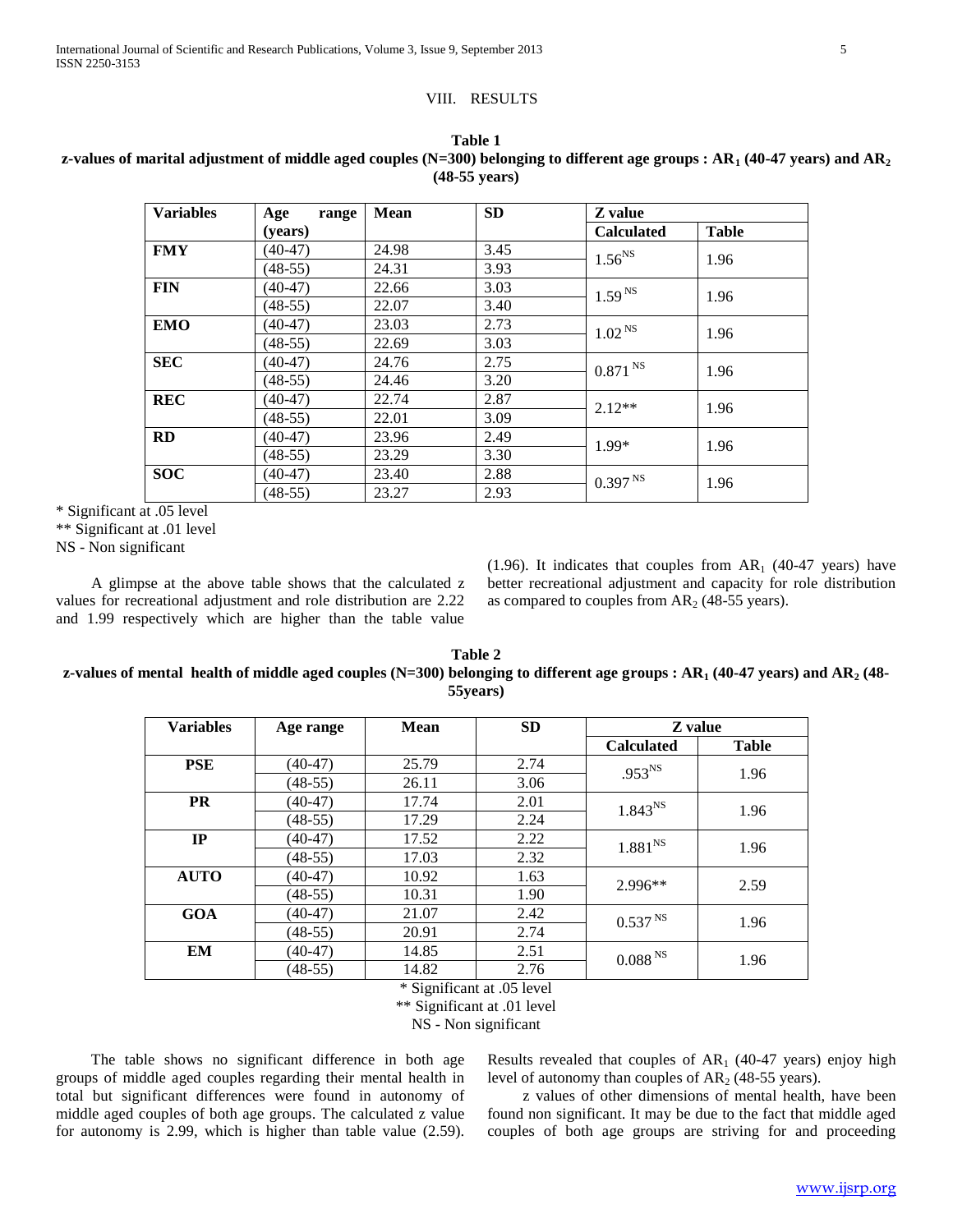## VIII. RESULTS

**Table 1**
**z-values of marital adjustment of middle aged couples (N=300) belonging to different age groups : $AR_1$ (40-47 years) and $AR_2$ (48-55 years)**

| Variables | Age range (years) | Mean | SD | Z value | |
|---|---|---|---|---|---|
| | | | | Calculated | Table |
| **FMY** | (40-47) | 24.98 | 3.45 | $1.56^{NS}$ | 1.96 |
| | (48-55) | 24.31 | 3.93 | | |
| **FIN** | (40-47) | 22.66 | 3.03 | $1.59^{NS}$ | 1.96 |
| | (48-55) | 22.07 | 3.40 | | |
| **EMO** | (40-47) | 23.03 | 2.73 | $1.02^{NS}$ | 1.96 |
| | (48-55) | 22.69 | 3.03 | | |
| **SEC** | (40-47) | 24.76 | 2.75 | $0.871^{NS}$ | 1.96 |
| | (48-55) | 24.46 | 3.20 | | |
| **REC** | (40-47) | 22.74 | 2.87 | 2.12** | 1.96 |
| | (48-55) | 22.01 | 3.09 | | |
| **RD** | (40-47) | 23.96 | 2.49 | 1.99* | 1.96 |
| | (48-55) | 23.29 | 3.30 | | |
| **SOC** | (40-47) | 23.40 | 2.88 | $0.397^{NS}$ | 1.96 |
| | (48-55) | 23.27 | 2.93 | | |

\* Significant at .05 level
** Significant at .01 level
NS - Non significant

A glimpse at the above table shows that the calculated z values for recreational adjustment and role distribution are 2.22 and 1.99 respectively which are higher than the table value (1.96). It indicates that couples from $AR_1$ (40-47 years) have better recreational adjustment and capacity for role distribution as compared to couples from $AR_2$ (48-55 years).

**Table 2**
**z-values of mental health of middle aged couples (N=300) belonging to different age groups : $AR_1$ (40-47 years) and $AR_2$ (48-55years)**

| Variables | Age range | Mean | SD | Z value | |
|---|---|---|---|---|---|
| | | | | Calculated | Table |
| **PSE** | (40-47) | 25.79 | 2.74 | $.953^{NS}$ | 1.96 |
| | (48-55) | 26.11 | 3.06 | | |
| **PR** | (40-47) | 17.74 | 2.01 | $1.843^{NS}$ | 1.96 |
| | (48-55) | 17.29 | 2.24 | | |
| **IP** | (40-47) | 17.52 | 2.22 | $1.881^{NS}$ | 1.96 |
| | (48-55) | 17.03 | 2.32 | | |
| **AUTO** | (40-47) | 10.92 | 1.63 | 2.996** | 2.59 |
| | (48-55) | 10.31 | 1.90 | | |
| **GOA** | (40-47) | 21.07 | 2.42 | $0.537^{NS}$ | 1.96 |
| | (48-55) | 20.91 | 2.74 | | |
| **EM** | (40-47) | 14.85 | 2.51 | $0.088^{NS}$ | 1.96 |
| | (48-55) | 14.82 | 2.76 | | |

\* Significant at .05 level
** Significant at .01 level
NS - Non significant

The table shows no significant difference in both age groups of middle aged couples regarding their mental health in total but significant differences were found in autonomy of middle aged couples of both age groups. The calculated z value for autonomy is 2.99, which is higher than table value (2.59). Results revealed that couples of $AR_1$ (40-47 years) enjoy high level of autonomy than couples of $AR_2$ (48-55 years).

z values of other dimensions of mental health, have been found non significant. It may be due to the fact that middle aged couples of both age groups are striving for and proceeding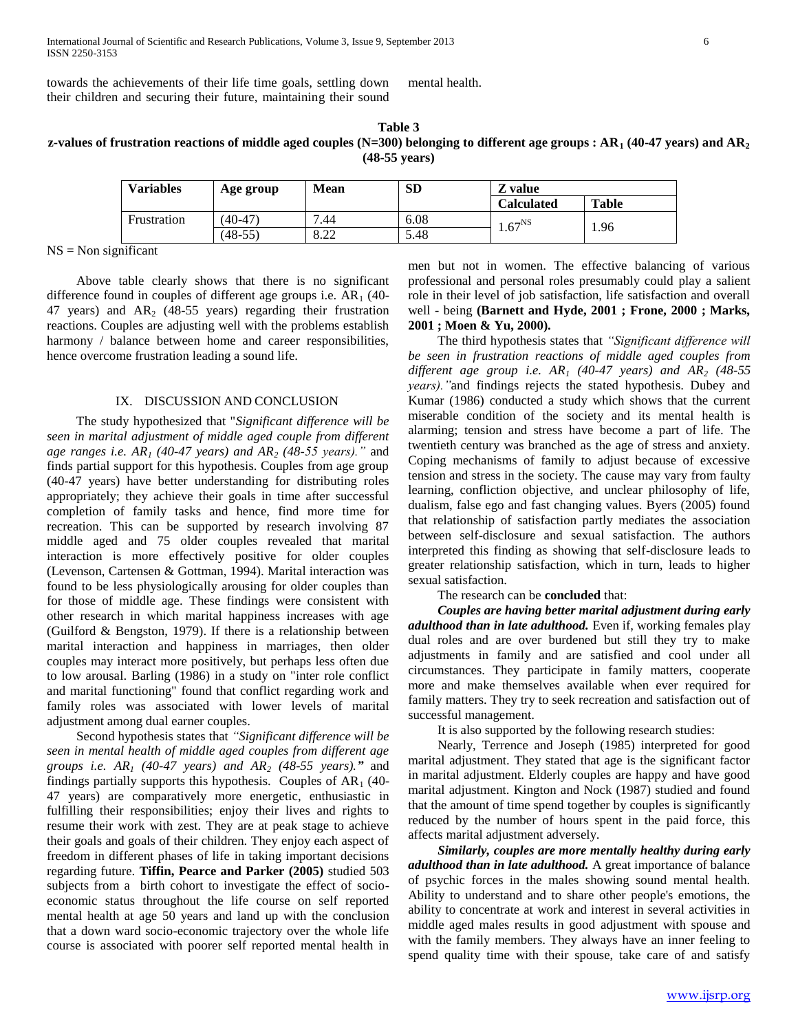towards the achievements of their life time goals, settling down their children and securing their future, maintaining their sound mental health.

**Table 3**
**z-values of frustration reactions of middle aged couples (N=300) belonging to different age groups : $AR_1$ (40-47 years) and $AR_2$ (48-55 years)**

| Variables | Age group | Mean | SD | Z value | |
|---|---|---|---|---|---|
| | | | | Calculated | Table |
| Frustration | (40-47) | 7.44 | 6.08 | $1.67^{NS}$ | 1.96 |
| | (48-55) | 8.22 | 5.48 | | |

NS = Non significant

Above table clearly shows that there is no significant difference found in couples of different age groups i.e. $AR_1$ (40-47 years) and $AR_2$ (48-55 years) regarding their frustration reactions. Couples are adjusting well with the problems establish harmony / balance between home and career responsibilities, hence overcome frustration leading a sound life.

## IX. DISCUSSION AND CONCLUSION

The study hypothesized that "*Significant difference will be seen in marital adjustment of middle aged couple from different age ranges i.e. $AR_1$ (40-47 years) and $AR_2$ (48-55 years).*" and finds partial support for this hypothesis. Couples from age group (40-47 years) have better understanding for distributing roles appropriately; they achieve their goals in time after successful completion of family tasks and hence, find more time for recreation. This can be supported by research involving 87 middle aged and 75 older couples revealed that marital interaction is more effectively positive for older couples (Levenson, Cartensen & Gottman, 1994). Marital interaction was found to be less physiologically arousing for older couples than for those of middle age. These findings were consistent with other research in which marital happiness increases with age (Guilford & Bengston, 1979). If there is a relationship between marital interaction and happiness in marriages, then older couples may interact more positively, but perhaps less often due to low arousal. Barling (1986) in a study on "inter role conflict and marital functioning" found that conflict regarding work and family roles was associated with lower levels of marital adjustment among dual earner couples.

Second hypothesis states that *"Significant difference will be seen in mental health of middle aged couples from different age groups i.e. $AR_1$ (40-47 years) and $AR_2$ (48-55 years)."* and findings partially supports this hypothesis. Couples of $AR_1$ (40-47 years) are comparatively more energetic, enthusiastic in fulfilling their responsibilities; enjoy their lives and rights to resume their work with zest. They are at peak stage to achieve their goals and goals of their children. They enjoy each aspect of freedom in different phases of life in taking important decisions regarding future. **Tiffin, Pearce and Parker (2005)** studied 503 subjects from a birth cohort to investigate the effect of socio-economic status throughout the life course on self reported mental health at age 50 years and land up with the conclusion that a down ward socio-economic trajectory over the whole life course is associated with poorer self reported mental health in men but not in women. The effective balancing of various professional and personal roles presumably could play a salient role in their level of job satisfaction, life satisfaction and overall well - being **(Barnett and Hyde, 2001 ; Frone, 2000 ; Marks, 2001 ; Moen & Yu, 2000).**

The third hypothesis states that *"Significant difference will be seen in frustration reactions of middle aged couples from different age group i.e. $AR_1$ (40-47 years) and $AR_2$ (48-55 years)."* and findings rejects the stated hypothesis. Dubey and Kumar (1986) conducted a study which shows that the current miserable condition of the society and its mental health is alarming; tension and stress have become a part of life. The twentieth century was branched as the age of stress and anxiety. Coping mechanisms of family to adjust because of excessive tension and stress in the society. The cause may vary from faulty learning, confliction objective, and unclear philosophy of life, dualism, false ego and fast changing values. Byers (2005) found that relationship of satisfaction partly mediates the association between self-disclosure and sexual satisfaction. The authors interpreted this finding as showing that self-disclosure leads to greater relationship satisfaction, which in turn, leads to higher sexual satisfaction.

The research can be **concluded** that:

***Couples are having better marital adjustment during early adulthood than in late adulthood.*** Even if, working females play dual roles and are over burdened but still they try to make adjustments in family and are satisfied and cool under all circumstances. They participate in family matters, cooperate more and make themselves available when ever required for family matters. They try to seek recreation and satisfaction out of successful management.

It is also supported by the following research studies:

Nearly, Terrence and Joseph (1985) interpreted for good marital adjustment. They stated that age is the significant factor in marital adjustment. Elderly couples are happy and have good marital adjustment. Kington and Nock (1987) studied and found that the amount of time spend together by couples is significantly reduced by the number of hours spent in the paid force, this affects marital adjustment adversely.

***Similarly, couples are more mentally healthy during early adulthood than in late adulthood.*** A great importance of balance of psychic forces in the males showing sound mental health. Ability to understand and to share other people's emotions, the ability to concentrate at work and interest in several activities in middle aged males results in good adjustment with spouse and with the family members. They always have an inner feeling to spend quality time with their spouse, take care of and satisfy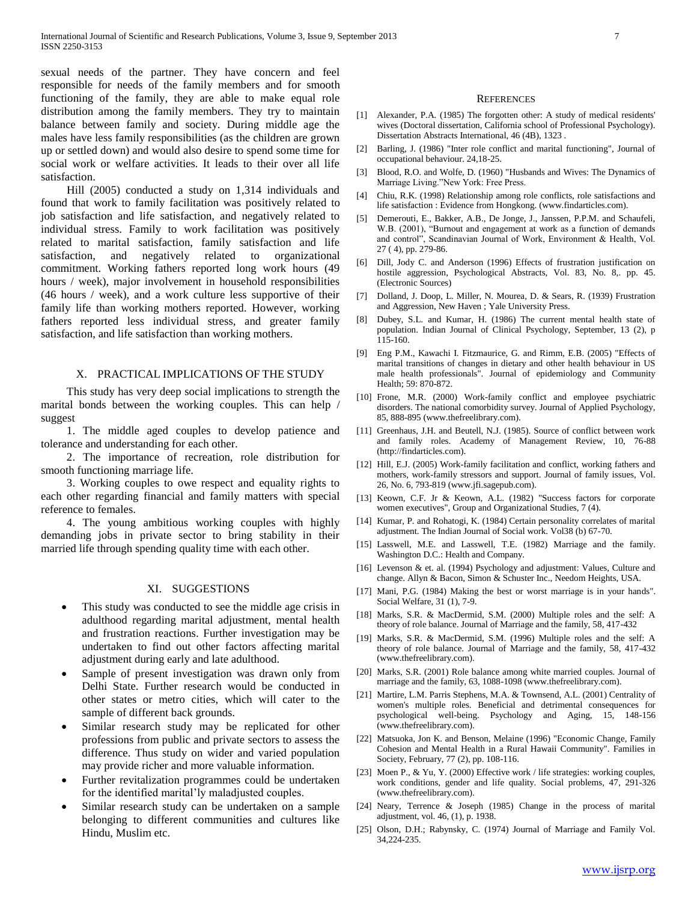sexual needs of the partner. They have concern and feel responsible for needs of the family members and for smooth functioning of the family, they are able to make equal role distribution among the family members. They try to maintain balance between family and society. During middle age the males have less family responsibilities (as the children are grown up or settled down) and would also desire to spend some time for social work or welfare activities. It leads to their over all life satisfaction.

Hill (2005) conducted a study on 1,314 individuals and found that work to family facilitation was positively related to job satisfaction and life satisfaction, and negatively related to individual stress. Family to work facilitation was positively related to marital satisfaction, family satisfaction and life satisfaction, and negatively related to organizational commitment. Working fathers reported long work hours (49 hours / week), major involvement in household responsibilities (46 hours / week), and a work culture less supportive of their family life than working mothers reported. However, working fathers reported less individual stress, and greater family satisfaction, and life satisfaction than working mothers.

## X. PRACTICAL IMPLICATIONS OF THE STUDY

This study has very deep social implications to strength the marital bonds between the working couples. This can help / suggest

1. The middle aged couples to develop patience and tolerance and understanding for each other.
2. The importance of recreation, role distribution for smooth functioning marriage life.
3. Working couples to owe respect and equality rights to each other regarding financial and family matters with special reference to females.
4. The young ambitious working couples with highly demanding jobs in private sector to bring stability in their married life through spending quality time with each other.

## XI. SUGGESTIONS

- This study was conducted to see the middle age crisis in adulthood regarding marital adjustment, mental health and frustration reactions. Further investigation may be undertaken to find out other factors affecting marital adjustment during early and late adulthood.
- Sample of present investigation was drawn only from Delhi State. Further research would be conducted in other states or metro cities, which will cater to the sample of different back grounds.
- Similar research study may be replicated for other professions from public and private sectors to assess the difference. Thus study on wider and varied population may provide richer and more valuable information.
- Further revitalization programmes could be undertaken for the identified marital'ly maladjusted couples.
- Similar research study can be undertaken on a sample belonging to different communities and cultures like Hindu, Muslim etc.

## REFERENCES

[1] Alexander, P.A. (1985) The forgotten other: A study of medical residents' wives (Doctoral dissertation, California school of Professional Psychology). Dissertation Abstracts International, 46 (4B), 1323 .

[2] Barling, J. (1986) "Inter role conflict and marital functioning", Journal of occupational behaviour. 24,18-25.

[3] Blood, R.O. and Wolfe, D. (1960) "Husbands and Wives: The Dynamics of Marriage Living."New York: Free Press.

[4] Chiu, R.K. (1998) Relationship among role conflicts, role satisfactions and life satisfaction : Evidence from Hongkong. (www.findarticles.com).

[5] Demerouti, E., Bakker, A.B., De Jonge, J., Janssen, P.P.M. and Schaufeli, W.B. (2001), "Burnout and engagement at work as a function of demands and control", Scandinavian Journal of Work, Environment & Health, Vol. 27 ( 4), pp. 279-86.

[6] Dill, Jody C. and Anderson (1996) Effects of frustration justification on hostile aggression, Psychological Abstracts, Vol. 83, No. 8,. pp. 45. (Electronic Sources)

[7] Dolland, J. Doop, L. Miller, N. Mourea, D. & Sears, R. (1939) Frustration and Aggression, New Haven ; Yale University Press.

[8] Dubey, S.L. and Kumar, H. (1986) The current mental health state of population. Indian Journal of Clinical Psychology, September, 13 (2), p 115-160.

[9] Eng P.M., Kawachi I. Fitzmaurice, G. and Rimm, E.B. (2005) "Effects of marital transitions of changes in dietary and other health behaviour in US male health professionals". Journal of epidemiology and Community Health; 59: 870-872.

[10] Frone, M.R. (2000) Work-family conflict and employee psychiatric disorders. The national comorbidity survey. Journal of Applied Psychology, 85, 888-895 (www.thefreelibrary.com).

[11] Greenhaus, J.H. and Beutell, N.J. (1985). Source of conflict between work and family roles. Academy of Management Review, 10, 76-88 (http://findarticles.com).

[12] Hill, E.J. (2005) Work-family facilitation and conflict, working fathers and mothers, work-family stressors and support. Journal of family issues, Vol. 26, No. 6, 793-819 (www.jfi.sagepub.com).

[13] Keown, C.F. Jr & Keown, A.L. (1982) "Success factors for corporate women executives", Group and Organizational Studies, 7 (4).

[14] Kumar, P. and Rohatogi, K. (1984) Certain personality correlates of marital adjustment. The Indian Journal of Social work. Vol38 (b) 67-70.

[15] Lasswell, M.E. and Lasswell, T.E. (1982) Marriage and the family. Washington D.C.: Health and Company.

[16] Levenson & et. al. (1994) Psychology and adjustment: Values, Culture and change. Allyn & Bacon, Simon & Schuster Inc., Needom Heights, USA.

[17] Mani, P.G. (1984) Making the best or worst marriage is in your hands". Social Welfare, 31 (1), 7-9.

[18] Marks, S.R. & MacDermid, S.M. (2000) Multiple roles and the self: A theory of role balance. Journal of Marriage and the family, 58, 417-432

[19] Marks, S.R. & MacDermid, S.M. (1996) Multiple roles and the self: A theory of role balance. Journal of Marriage and the family, 58, 417-432 (www.thefreelibrary.com).

[20] Marks, S.R. (2001) Role balance among white married couples. Journal of marriage and the family, 63, 1088-1098 (www.thefreelibrary.com).

[21] Martire, L.M. Parris Stephens, M.A. & Townsend, A.L. (2001) Centrality of women's multiple roles. Beneficial and detrimental consequences for psychological well-being. Psychology and Aging, 15, 148-156 (www.thefreelibrary.com).

[22] Matsuoka, Jon K. and Benson, Melaine (1996) "Economic Change, Family Cohesion and Mental Health in a Rural Hawaii Community". Families in Society, February, 77 (2), pp. 108-116.

[23] Moen P., & Yu, Y. (2000) Effective work / life strategies: working couples, work conditions, gender and life quality. Social problems, 47, 291-326 (www.thefreelibrary.com).

[24] Neary, Terrence & Joseph (1985) Change in the process of marital adjustment, vol. 46, (1), p. 1938.

[25] Olson, D.H.; Rabynsky, C. (1974) Journal of Marriage and Family Vol. 34,224-235.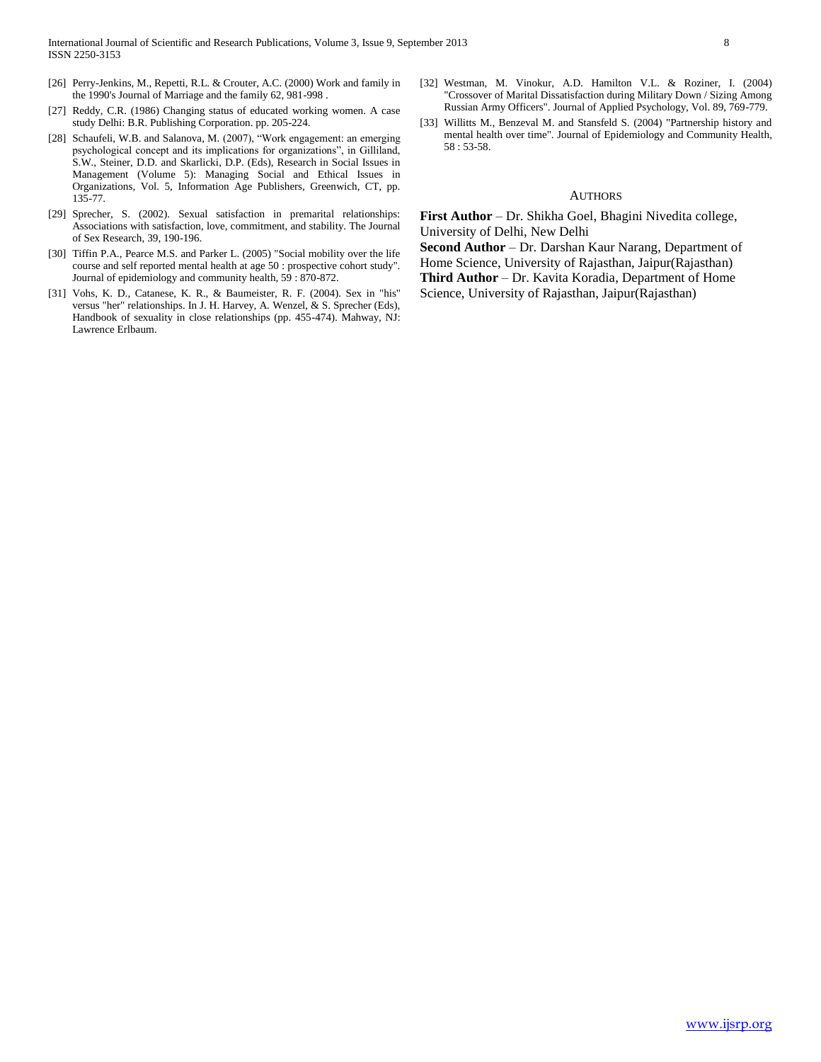[26] Perry-Jenkins, M., Repetti, R.L. & Crouter, A.C. (2000) Work and family in the 1990's Journal of Marriage and the family 62, 981-998 .

[27] Reddy, C.R. (1986) Changing status of educated working women. A case study Delhi: B.R. Publishing Corporation. pp. 205-224.

[28] Schaufeli, W.B. and Salanova, M. (2007), "Work engagement: an emerging psychological concept and its implications for organizations", in Gilliland, S.W., Steiner, D.D. and Skarlicki, D.P. (Eds), Research in Social Issues in Management (Volume 5): Managing Social and Ethical Issues in Organizations, Vol. 5, Information Age Publishers, Greenwich, CT, pp. 135-77.

[29] Sprecher, S. (2002). Sexual satisfaction in premarital relationships: Associations with satisfaction, love, commitment, and stability. The Journal of Sex Research, 39, 190-196.

[30] Tiffin P.A., Pearce M.S. and Parker L. (2005) "Social mobility over the life course and self reported mental health at age 50 : prospective cohort study". Journal of epidemiology and community health, 59 : 870-872.

[31] Vohs, K. D., Catanese, K. R., & Baumeister, R. F. (2004). Sex in "his" versus "her" relationships. In J. H. Harvey, A. Wenzel, & S. Sprecher (Eds), Handbook of sexuality in close relationships (pp. 455-474). Mahway, NJ: Lawrence Erlbaum.

[32] Westman, M. Vinokur, A.D. Hamilton V.L. & Roziner, I. (2004) "Crossover of Marital Dissatisfaction during Military Down / Sizing Among Russian Army Officers". Journal of Applied Psychology, Vol. 89, 769-779.

[33] Willitts M., Benzeval M. and Stansfeld S. (2004) "Partnership history and mental health over time". Journal of Epidemiology and Community Health, 58 : 53-58.

## Authors

**First Author** – Dr. Shikha Goel, Bhagini Nivedita college, University of Delhi, New Delhi

**Second Author** – Dr. Darshan Kaur Narang, Department of Home Science, University of Rajasthan, Jaipur(Rajasthan)

**Third Author** – Dr. Kavita Koradia, Department of Home Science, University of Rajasthan, Jaipur(Rajasthan)